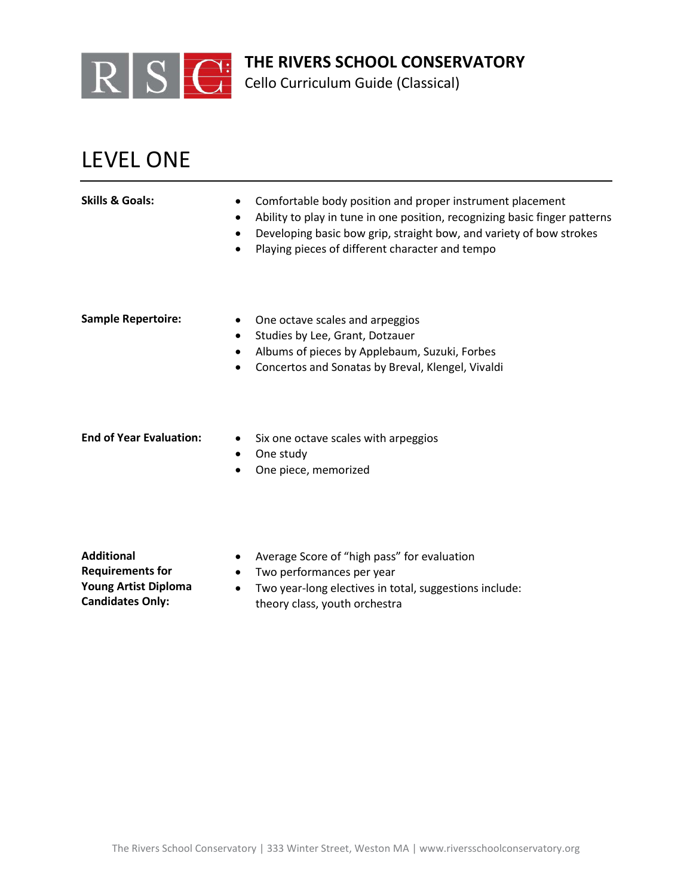# THE RIVERS SCHOOL CONSERVATORY

Cello Curriculum Guide (Classical)

## LEVEL ONE

**Skills & Goals:**

- Comfortable body position and proper instrument placement
- Ability to play in tune in one position, recognizing basic finger patterns
- Developing basic bow grip, straight bow, and variety of bow strokes
- Playing pieces of different character and tempo

**Sample Repertoire:**

- One octave scales and arpeggios
- Studies by Lee, Grant, Dotzauer
- Albums of pieces by Applebaum, Suzuki, Forbes
- Concertos and Sonatas by Breval, Klengel, Vivaldi

**End of Year Evaluation:**

- Six one octave scales with arpeggios
- One study
- One piece, memorized

**Additional Requirements for Young Artist Diploma Candidates Only:**

- Average Score of "high pass" for evaluation
- Two performances per year
- Two year-long electives in total, suggestions include: theory class, youth orchestra

The Rivers School Conservatory | 333 Winter Street, Weston MA | www.riversschoolconservatory.org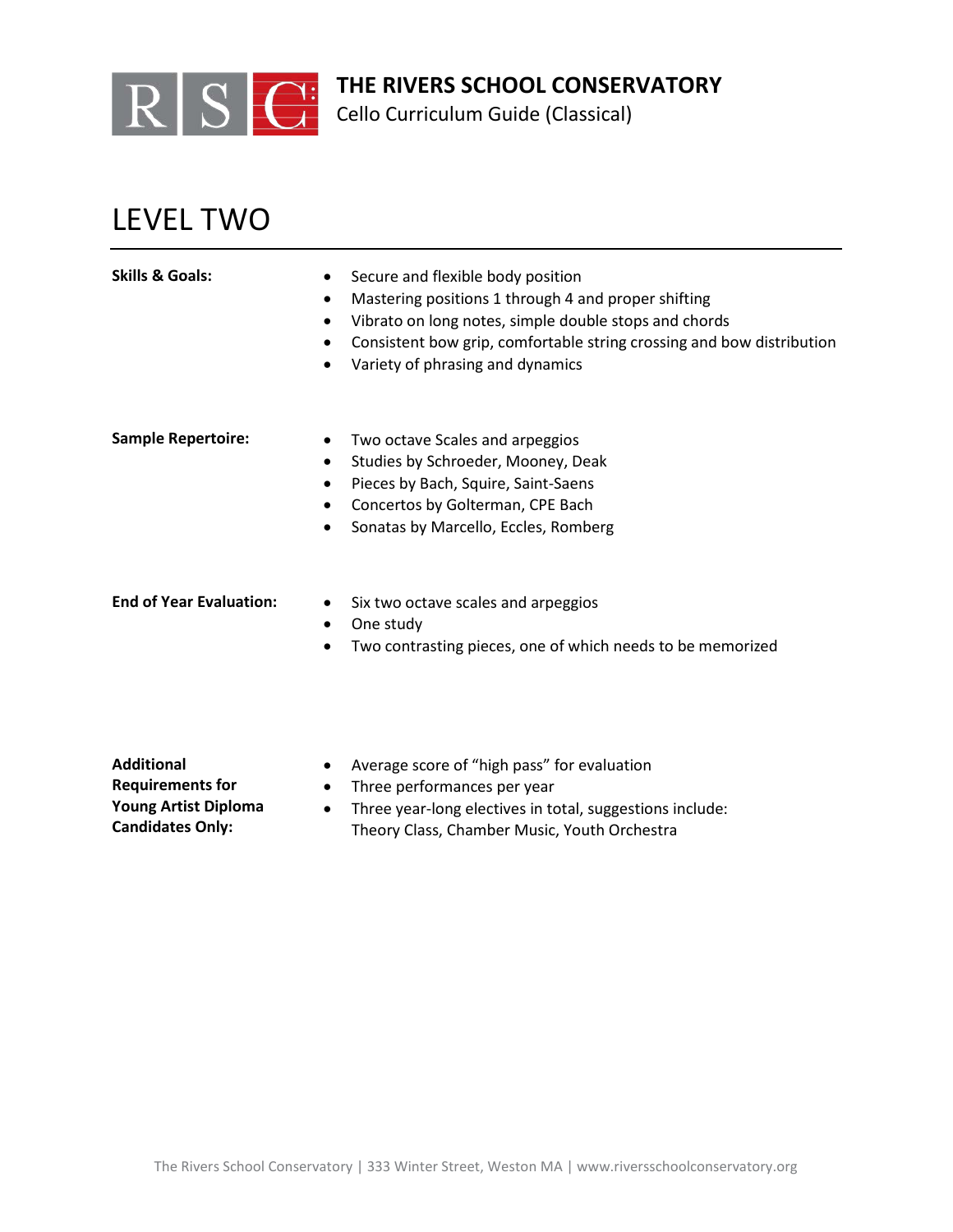# THE RIVERS SCHOOL CONSERVATORY

Cello Curriculum Guide (Classical)

## LEVEL TWO

**Skills & Goals:**

- Secure and flexible body position
- Mastering positions 1 through 4 and proper shifting
- Vibrato on long notes, simple double stops and chords
- Consistent bow grip, comfortable string crossing and bow distribution
- Variety of phrasing and dynamics

**Sample Repertoire:**

- Two octave Scales and arpeggios
- Studies by Schroeder, Mooney, Deak
- Pieces by Bach, Squire, Saint-Saens
- Concertos by Golterman, CPE Bach
- Sonatas by Marcello, Eccles, Romberg

**End of Year Evaluation:**

- Six two octave scales and arpeggios
- One study
- Two contrasting pieces, one of which needs to be memorized

**Additional Requirements for Young Artist Diploma Candidates Only:**

- Average score of "high pass" for evaluation
- Three performances per year
- Three year-long electives in total, suggestions include: Theory Class, Chamber Music, Youth Orchestra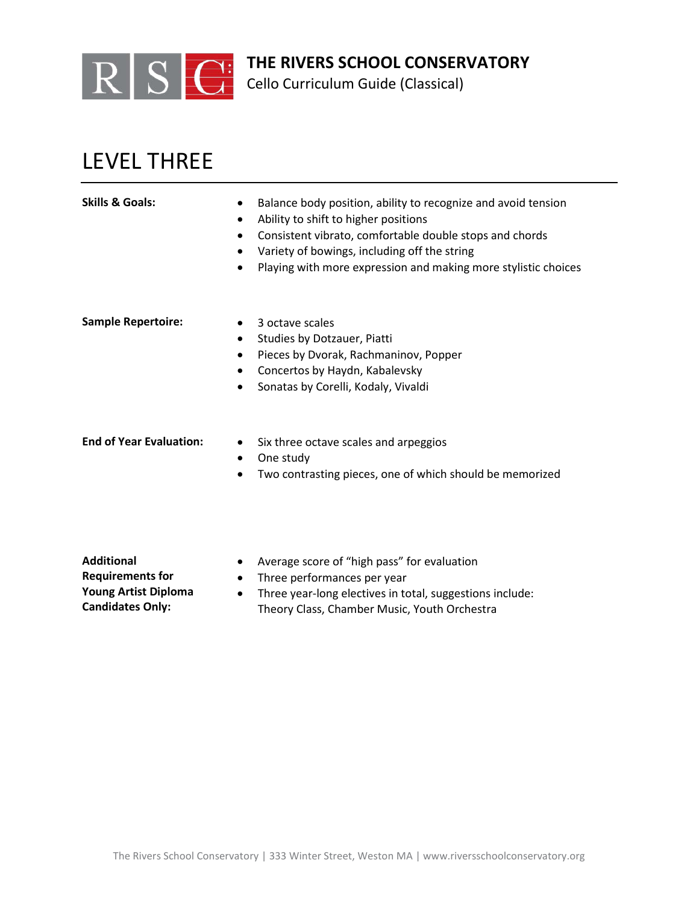# THE RIVERS SCHOOL CONSERVATORY

Cello Curriculum Guide (Classical)

## LEVEL THREE

**Skills & Goals:**

- Balance body position, ability to recognize and avoid tension
- Ability to shift to higher positions
- Consistent vibrato, comfortable double stops and chords
- Variety of bowings, including off the string
- Playing with more expression and making more stylistic choices

**Sample Repertoire:**

- 3 octave scales
- Studies by Dotzauer, Piatti
- Pieces by Dvorak, Rachmaninov, Popper
- Concertos by Haydn, Kabalevsky
- Sonatas by Corelli, Kodaly, Vivaldi

**End of Year Evaluation:**

- Six three octave scales and arpeggios
- One study
- Two contrasting pieces, one of which should be memorized

**Additional Requirements for Young Artist Diploma Candidates Only:**

- Average score of "high pass" for evaluation
- Three performances per year
- Three year-long electives in total, suggestions include: Theory Class, Chamber Music, Youth Orchestra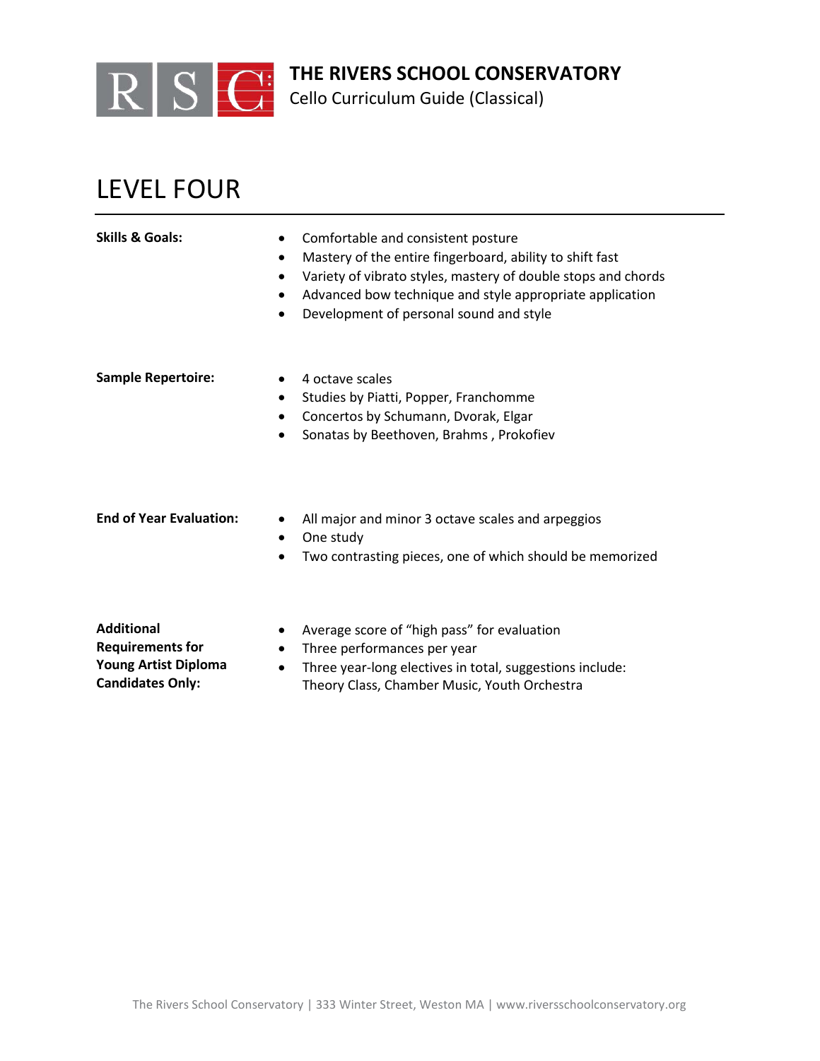# THE RIVERS SCHOOL CONSERVATORY

Cello Curriculum Guide (Classical)

## LEVEL FOUR

**Skills & Goals:**

- Comfortable and consistent posture
- Mastery of the entire fingerboard, ability to shift fast
- Variety of vibrato styles, mastery of double stops and chords
- Advanced bow technique and style appropriate application
- Development of personal sound and style

**Sample Repertoire:**

- 4 octave scales
- Studies by Piatti, Popper, Franchomme
- Concertos by Schumann, Dvorak, Elgar
- Sonatas by Beethoven, Brahms , Prokofiev

**End of Year Evaluation:**

- All major and minor 3 octave scales and arpeggios
- One study
- Two contrasting pieces, one of which should be memorized

**Additional Requirements for Young Artist Diploma Candidates Only:**

- Average score of "high pass" for evaluation
- Three performances per year
- Three year-long electives in total, suggestions include: Theory Class, Chamber Music, Youth Orchestra